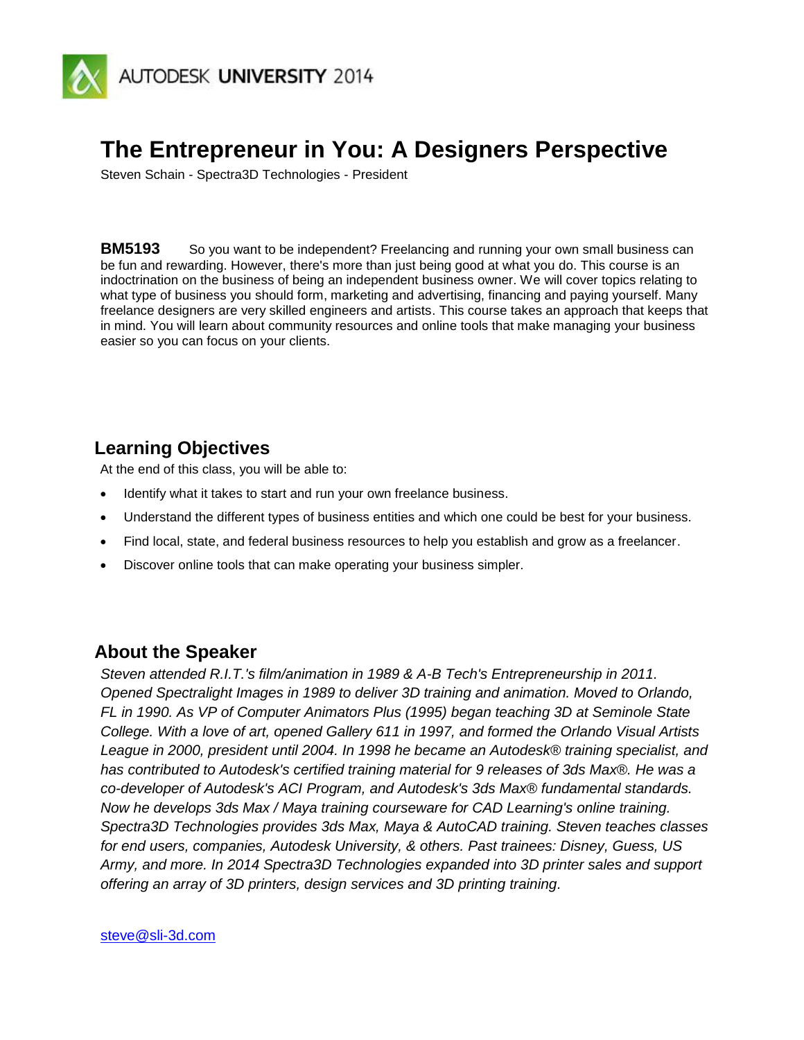AUTODESK UNIVERSITY 2014

# The Entrepreneur in You: A Designers Perspective

Steven Schain - Spectra3D Technologies - President

**BM5193** So you want to be independent? Freelancing and running your own small business can be fun and rewarding. However, there's more than just being good at what you do. This course is an indoctrination on the business of being an independent business owner. We will cover topics relating to what type of business you should form, marketing and advertising, financing and paying yourself. Many freelance designers are very skilled engineers and artists. This course takes an approach that keeps that in mind. You will learn about community resources and online tools that make managing your business easier so you can focus on your clients.

## Learning Objectives

At the end of this class, you will be able to:

- Identify what it takes to start and run your own freelance business.
- Understand the different types of business entities and which one could be best for your business.
- Find local, state, and federal business resources to help you establish and grow as a freelancer.
- Discover online tools that can make operating your business simpler.

## About the Speaker

*Steven attended R.I.T.'s film/animation in 1989 & A-B Tech's Entrepreneurship in 2011. Opened Spectralight Images in 1989 to deliver 3D training and animation. Moved to Orlando, FL in 1990. As VP of Computer Animators Plus (1995) began teaching 3D at Seminole State College. With a love of art, opened Gallery 611 in 1997, and formed the Orlando Visual Artists League in 2000, president until 2004. In 1998 he became an Autodesk® training specialist, and has contributed to Autodesk's certified training material for 9 releases of 3ds Max®. He was a co-developer of Autodesk's ACI Program, and Autodesk's 3ds Max® fundamental standards. Now he develops 3ds Max / Maya training courseware for CAD Learning's online training. Spectra3D Technologies provides 3ds Max, Maya & AutoCAD training. Steven teaches classes for end users, companies, Autodesk University, & others. Past trainees: Disney, Guess, US Army, and more. In 2014 Spectra3D Technologies expanded into 3D printer sales and support offering an array of 3D printers, design services and 3D printing training.*

steve@sli-3d.com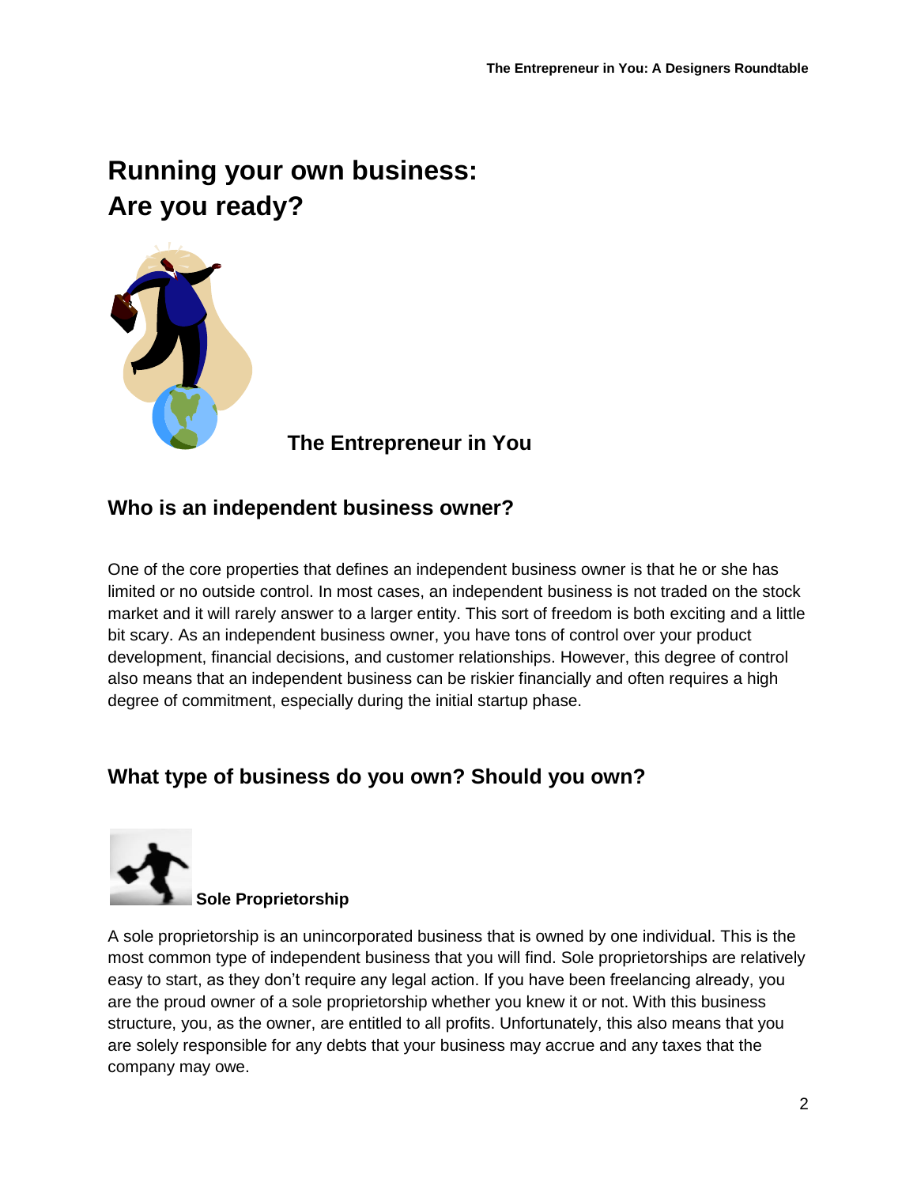# Running your own business: Are you ready?

**The Entrepreneur in You**

## Who is an independent business owner?

One of the core properties that defines an independent business owner is that he or she has limited or no outside control. In most cases, an independent business is not traded on the stock market and it will rarely answer to a larger entity. This sort of freedom is both exciting and a little bit scary. As an independent business owner, you have tons of control over your product development, financial decisions, and customer relationships. However, this degree of control also means that an independent business can be riskier financially and often requires a high degree of commitment, especially during the initial startup phase.

## What type of business do you own? Should you own?

### Sole Proprietorship

A sole proprietorship is an unincorporated business that is owned by one individual. This is the most common type of independent business that you will find. Sole proprietorships are relatively easy to start, as they don't require any legal action. If you have been freelancing already, you are the proud owner of a sole proprietorship whether you knew it or not. With this business structure, you, as the owner, are entitled to all profits. Unfortunately, this also means that you are solely responsible for any debts that your business may accrue and any taxes that the company may owe.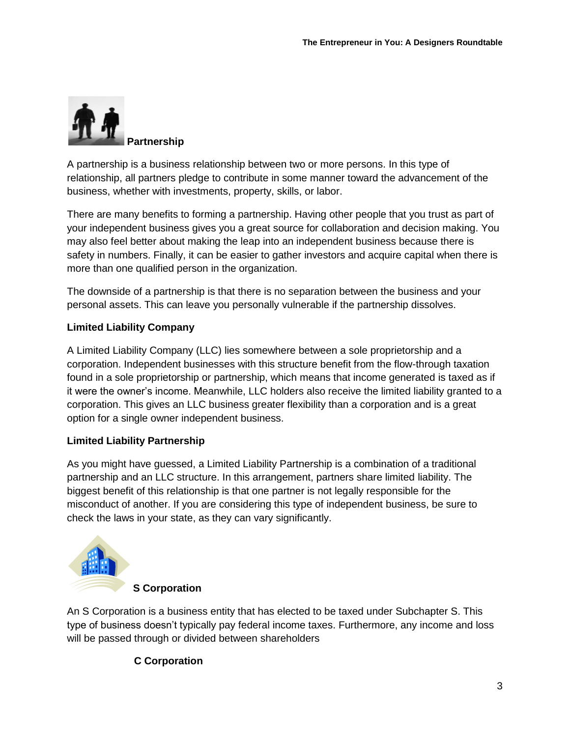**Partnership**

A partnership is a business relationship between two or more persons. In this type of relationship, all partners pledge to contribute in some manner toward the advancement of the business, whether with investments, property, skills, or labor.

There are many benefits to forming a partnership. Having other people that you trust as part of your independent business gives you a great source for collaboration and decision making. You may also feel better about making the leap into an independent business because there is safety in numbers. Finally, it can be easier to gather investors and acquire capital when there is more than one qualified person in the organization.

The downside of a partnership is that there is no separation between the business and your personal assets. This can leave you personally vulnerable if the partnership dissolves.

**Limited Liability Company**

A Limited Liability Company (LLC) lies somewhere between a sole proprietorship and a corporation. Independent businesses with this structure benefit from the flow-through taxation found in a sole proprietorship or partnership, which means that income generated is taxed as if it were the owner's income. Meanwhile, LLC holders also receive the limited liability granted to a corporation. This gives an LLC business greater flexibility than a corporation and is a great option for a single owner independent business.

**Limited Liability Partnership**

As you might have guessed, a Limited Liability Partnership is a combination of a traditional partnership and an LLC structure. In this arrangement, partners share limited liability. The biggest benefit of this relationship is that one partner is not legally responsible for the misconduct of another. If you are considering this type of independent business, be sure to check the laws in your state, as they can vary significantly.

**S Corporation**

An S Corporation is a business entity that has elected to be taxed under Subchapter S. This type of business doesn't typically pay federal income taxes. Furthermore, any income and loss will be passed through or divided between shareholders

**C Corporation**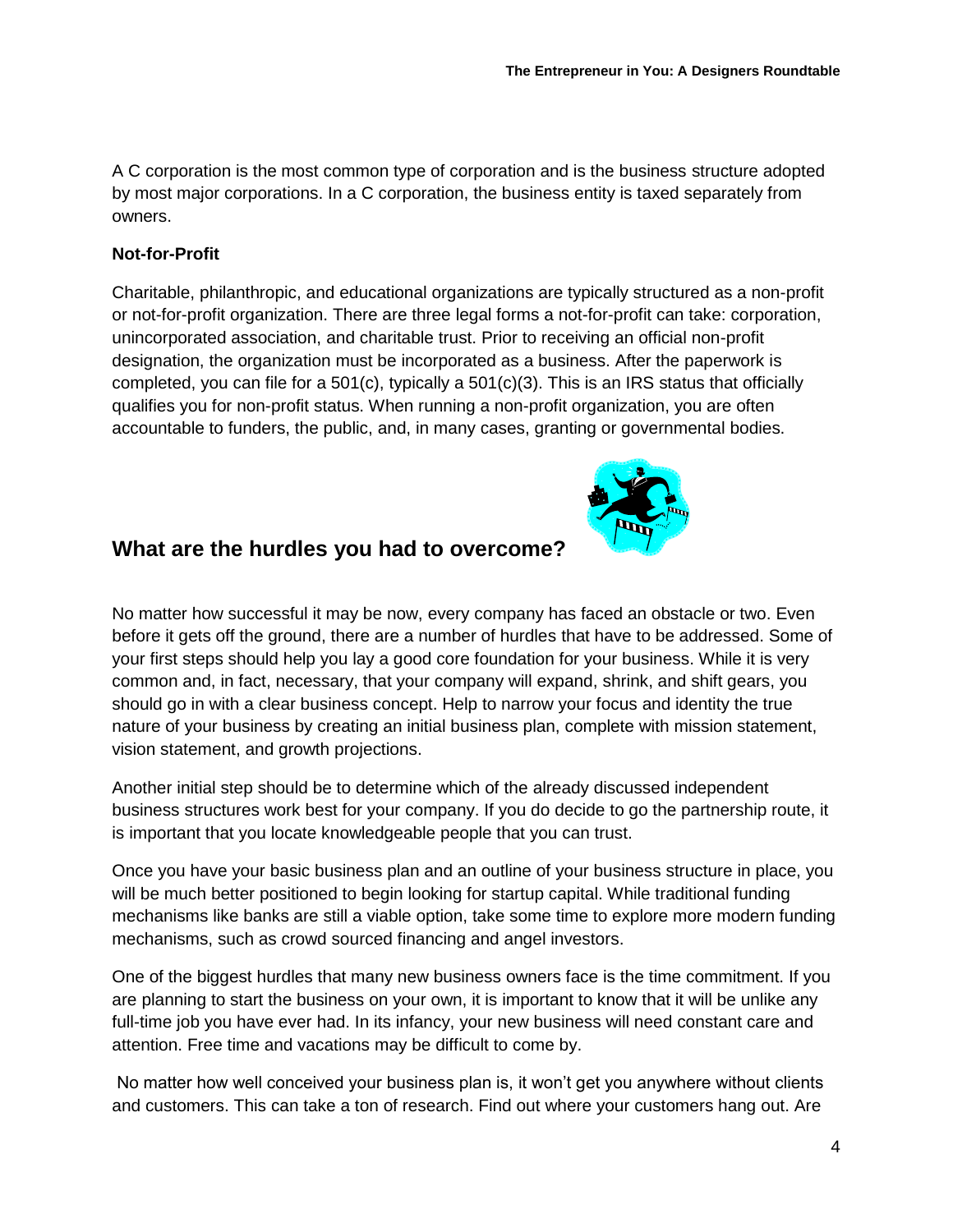A C corporation is the most common type of corporation and is the business structure adopted by most major corporations. In a C corporation, the business entity is taxed separately from owners.

**Not-for-Profit**

Charitable, philanthropic, and educational organizations are typically structured as a non-profit or not-for-profit organization. There are three legal forms a not-for-profit can take: corporation, unincorporated association, and charitable trust. Prior to receiving an official non-profit designation, the organization must be incorporated as a business. After the paperwork is completed, you can file for a 501(c), typically a 501(c)(3). This is an IRS status that officially qualifies you for non-profit status. When running a non-profit organization, you are often accountable to funders, the public, and, in many cases, granting or governmental bodies.

## What are the hurdles you had to overcome?

No matter how successful it may be now, every company has faced an obstacle or two. Even before it gets off the ground, there are a number of hurdles that have to be addressed. Some of your first steps should help you lay a good core foundation for your business. While it is very common and, in fact, necessary, that your company will expand, shrink, and shift gears, you should go in with a clear business concept. Help to narrow your focus and identity the true nature of your business by creating an initial business plan, complete with mission statement, vision statement, and growth projections.

Another initial step should be to determine which of the already discussed independent business structures work best for your company. If you do decide to go the partnership route, it is important that you locate knowledgeable people that you can trust.

Once you have your basic business plan and an outline of your business structure in place, you will be much better positioned to begin looking for startup capital. While traditional funding mechanisms like banks are still a viable option, take some time to explore more modern funding mechanisms, such as crowd sourced financing and angel investors.

One of the biggest hurdles that many new business owners face is the time commitment. If you are planning to start the business on your own, it is important to know that it will be unlike any full-time job you have ever had. In its infancy, your new business will need constant care and attention. Free time and vacations may be difficult to come by.

No matter how well conceived your business plan is, it won't get you anywhere without clients and customers. This can take a ton of research. Find out where your customers hang out. Are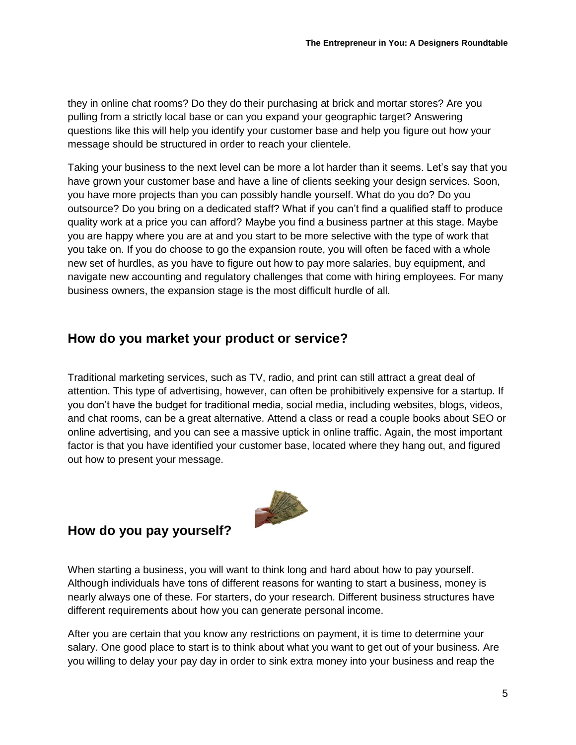they in online chat rooms? Do they do their purchasing at brick and mortar stores? Are you pulling from a strictly local base or can you expand your geographic target? Answering questions like this will help you identify your customer base and help you figure out how your message should be structured in order to reach your clientele.

Taking your business to the next level can be more a lot harder than it seems. Let's say that you have grown your customer base and have a line of clients seeking your design services. Soon, you have more projects than you can possibly handle yourself. What do you do? Do you outsource? Do you bring on a dedicated staff? What if you can't find a qualified staff to produce quality work at a price you can afford? Maybe you find a business partner at this stage. Maybe you are happy where you are at and you start to be more selective with the type of work that you take on. If you do choose to go the expansion route, you will often be faced with a whole new set of hurdles, as you have to figure out how to pay more salaries, buy equipment, and navigate new accounting and regulatory challenges that come with hiring employees. For many business owners, the expansion stage is the most difficult hurdle of all.

## How do you market your product or service?

Traditional marketing services, such as TV, radio, and print can still attract a great deal of attention. This type of advertising, however, can often be prohibitively expensive for a startup. If you don't have the budget for traditional media, social media, including websites, blogs, videos, and chat rooms, can be a great alternative. Attend a class or read a couple books about SEO or online advertising, and you can see a massive uptick in online traffic. Again, the most important factor is that you have identified your customer base, located where they hang out, and figured out how to present your message.

## How do you pay yourself?

When starting a business, you will want to think long and hard about how to pay yourself. Although individuals have tons of different reasons for wanting to start a business, money is nearly always one of these. For starters, do your research. Different business structures have different requirements about how you can generate personal income.

After you are certain that you know any restrictions on payment, it is time to determine your salary. One good place to start is to think about what you want to get out of your business. Are you willing to delay your pay day in order to sink extra money into your business and reap the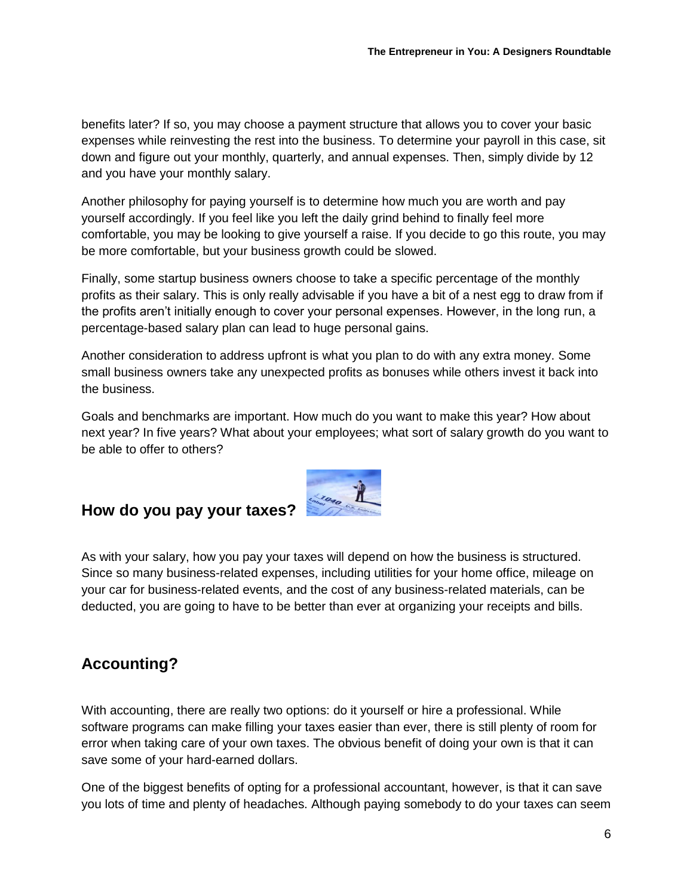benefits later? If so, you may choose a payment structure that allows you to cover your basic expenses while reinvesting the rest into the business. To determine your payroll in this case, sit down and figure out your monthly, quarterly, and annual expenses. Then, simply divide by 12 and you have your monthly salary.

Another philosophy for paying yourself is to determine how much you are worth and pay yourself accordingly. If you feel like you left the daily grind behind to finally feel more comfortable, you may be looking to give yourself a raise. If you decide to go this route, you may be more comfortable, but your business growth could be slowed.

Finally, some startup business owners choose to take a specific percentage of the monthly profits as their salary. This is only really advisable if you have a bit of a nest egg to draw from if the profits aren't initially enough to cover your personal expenses. However, in the long run, a percentage-based salary plan can lead to huge personal gains.

Another consideration to address upfront is what you plan to do with any extra money. Some small business owners take any unexpected profits as bonuses while others invest it back into the business.

Goals and benchmarks are important. How much do you want to make this year? How about next year? In five years? What about your employees; what sort of salary growth do you want to be able to offer to others?

## How do you pay your taxes?

As with your salary, how you pay your taxes will depend on how the business is structured. Since so many business-related expenses, including utilities for your home office, mileage on your car for business-related events, and the cost of any business-related materials, can be deducted, you are going to have to be better than ever at organizing your receipts and bills.

## Accounting?

With accounting, there are really two options: do it yourself or hire a professional. While software programs can make filling your taxes easier than ever, there is still plenty of room for error when taking care of your own taxes. The obvious benefit of doing your own is that it can save some of your hard-earned dollars.

One of the biggest benefits of opting for a professional accountant, however, is that it can save you lots of time and plenty of headaches. Although paying somebody to do your taxes can seem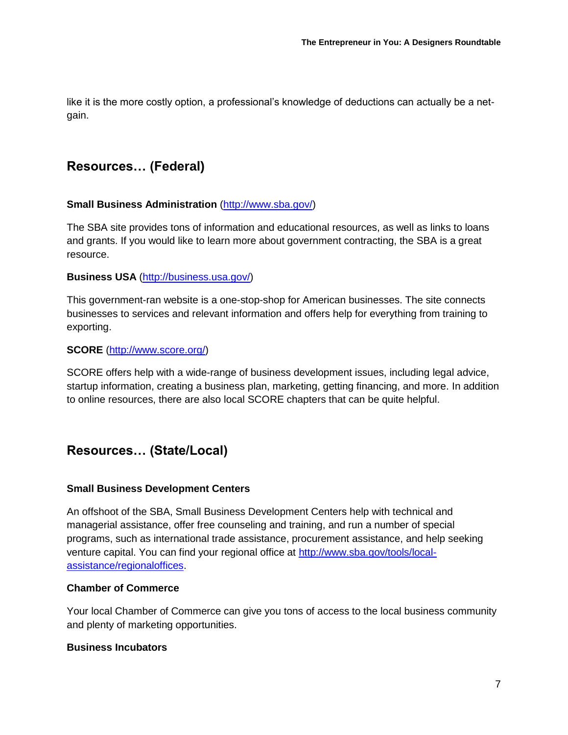like it is the more costly option, a professional's knowledge of deductions can actually be a net-gain.

## Resources… (Federal)

**Small Business Administration** ([http://www.sba.gov/](http://www.sba.gov/))

The SBA site provides tons of information and educational resources, as well as links to loans and grants. If you would like to learn more about government contracting, the SBA is a great resource.

**Business USA** ([http://business.usa.gov/](http://business.usa.gov/))

This government-ran website is a one-stop-shop for American businesses. The site connects businesses to services and relevant information and offers help for everything from training to exporting.

**SCORE** ([http://www.score.org/](http://www.score.org/))

SCORE offers help with a wide-range of business development issues, including legal advice, startup information, creating a business plan, marketing, getting financing, and more. In addition to online resources, there are also local SCORE chapters that can be quite helpful.

## Resources… (State/Local)

**Small Business Development Centers**

An offshoot of the SBA, Small Business Development Centers help with technical and managerial assistance, offer free counseling and training, and run a number of special programs, such as international trade assistance, procurement assistance, and help seeking venture capital. You can find your regional office at [http://www.sba.gov/tools/local-assistance/regionaloffices](http://www.sba.gov/tools/local-assistance/regionaloffices).

**Chamber of Commerce**

Your local Chamber of Commerce can give you tons of access to the local business community and plenty of marketing opportunities.

**Business Incubators**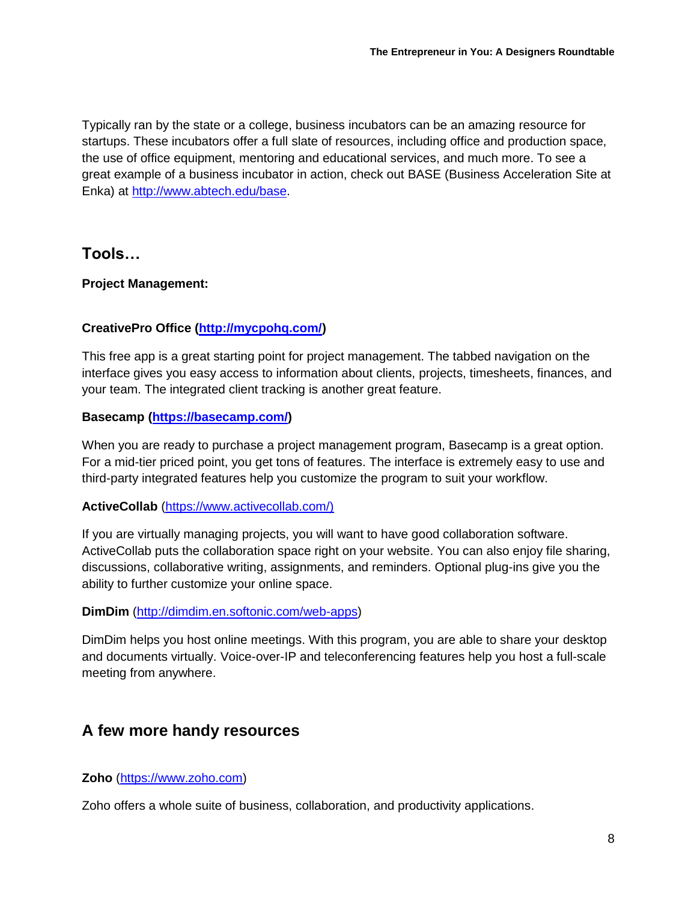Typically ran by the state or a college, business incubators can be an amazing resource for startups. These incubators offer a full slate of resources, including office and production space, the use of office equipment, mentoring and educational services, and much more. To see a great example of a business incubator in action, check out BASE (Business Acceleration Site at Enka) at http://www.abtech.edu/base.

## Tools…

**Project Management:**

**CreativePro Office (http://mycpohq.com/)**

This free app is a great starting point for project management. The tabbed navigation on the interface gives you easy access to information about clients, projects, timesheets, finances, and your team. The integrated client tracking is another great feature.

**Basecamp (https://basecamp.com/)**

When you are ready to purchase a project management program, Basecamp is a great option. For a mid-tier priced point, you get tons of features. The interface is extremely easy to use and third-party integrated features help you customize the program to suit your workflow.

**ActiveCollab** (https://www.activecollab.com/)

If you are virtually managing projects, you will want to have good collaboration software. ActiveCollab puts the collaboration space right on your website. You can also enjoy file sharing, discussions, collaborative writing, assignments, and reminders. Optional plug-ins give you the ability to further customize your online space.

**DimDim** (http://dimdim.en.softonic.com/web-apps)

DimDim helps you host online meetings. With this program, you are able to share your desktop and documents virtually. Voice-over-IP and teleconferencing features help you host a full-scale meeting from anywhere.

## A few more handy resources

**Zoho** (https://www.zoho.com)

Zoho offers a whole suite of business, collaboration, and productivity applications.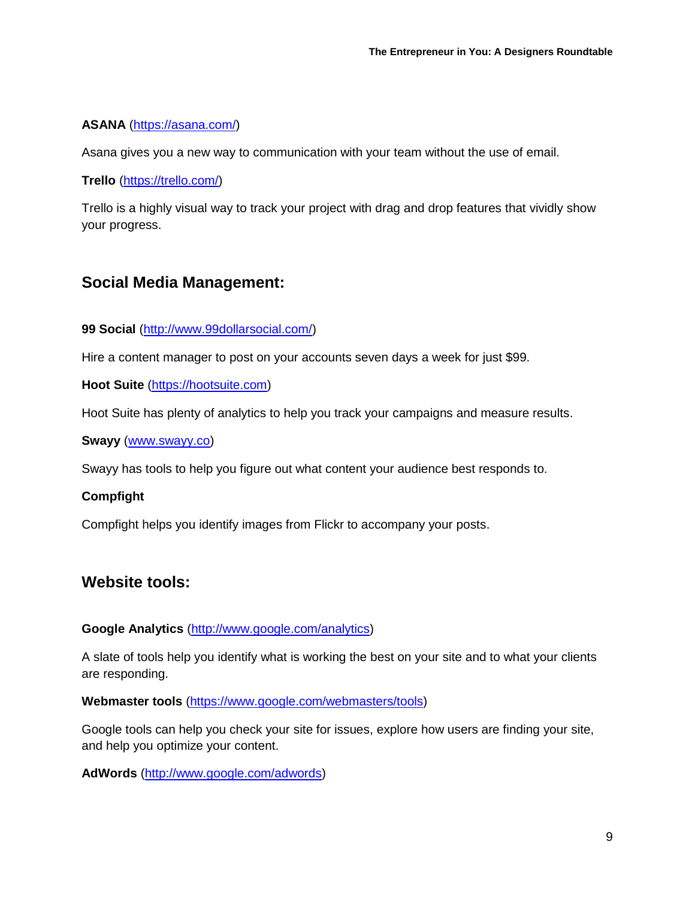**ASANA** ([https://asana.com/](https://asana.com/))

Asana gives you a new way to communication with your team without the use of email.

**Trello** ([https://trello.com/](https://trello.com/))

Trello is a highly visual way to track your project with drag and drop features that vividly show your progress.

## Social Media Management:

**99 Social** ([http://www.99dollarsocial.com/](http://www.99dollarsocial.com/))

Hire a content manager to post on your accounts seven days a week for just $99.

**Hoot Suite** ([https://hootsuite.com](https://hootsuite.com))

Hoot Suite has plenty of analytics to help you track your campaigns and measure results.

**Swayy** ([www.swayy.co](www.swayy.co))

Swayy has tools to help you figure out what content your audience best responds to.

**Compfight**

Compfight helps you identify images from Flickr to accompany your posts.

## Website tools:

**Google Analytics** ([http://www.google.com/analytics](http://www.google.com/analytics))

A slate of tools help you identify what is working the best on your site and to what your clients are responding.

**Webmaster tools** ([https://www.google.com/webmasters/tools](https://www.google.com/webmasters/tools))

Google tools can help you check your site for issues, explore how users are finding your site, and help you optimize your content.

**AdWords** ([http://www.google.com/adwords](http://www.google.com/adwords))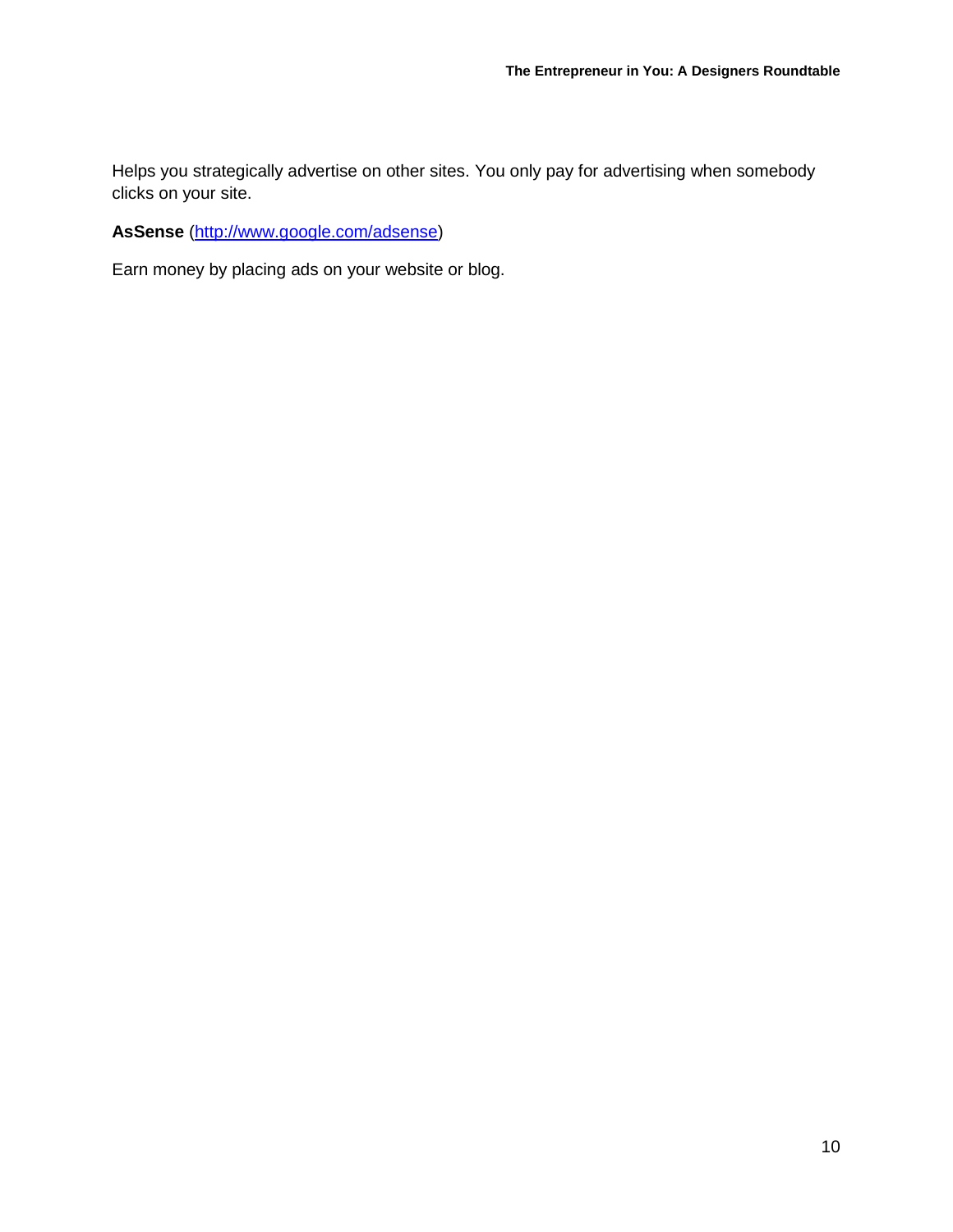Helps you strategically advertise on other sites. You only pay for advertising when somebody clicks on your site.

**AsSense** ([http://www.google.com/adsense](http://www.google.com/adsense))

Earn money by placing ads on your website or blog.